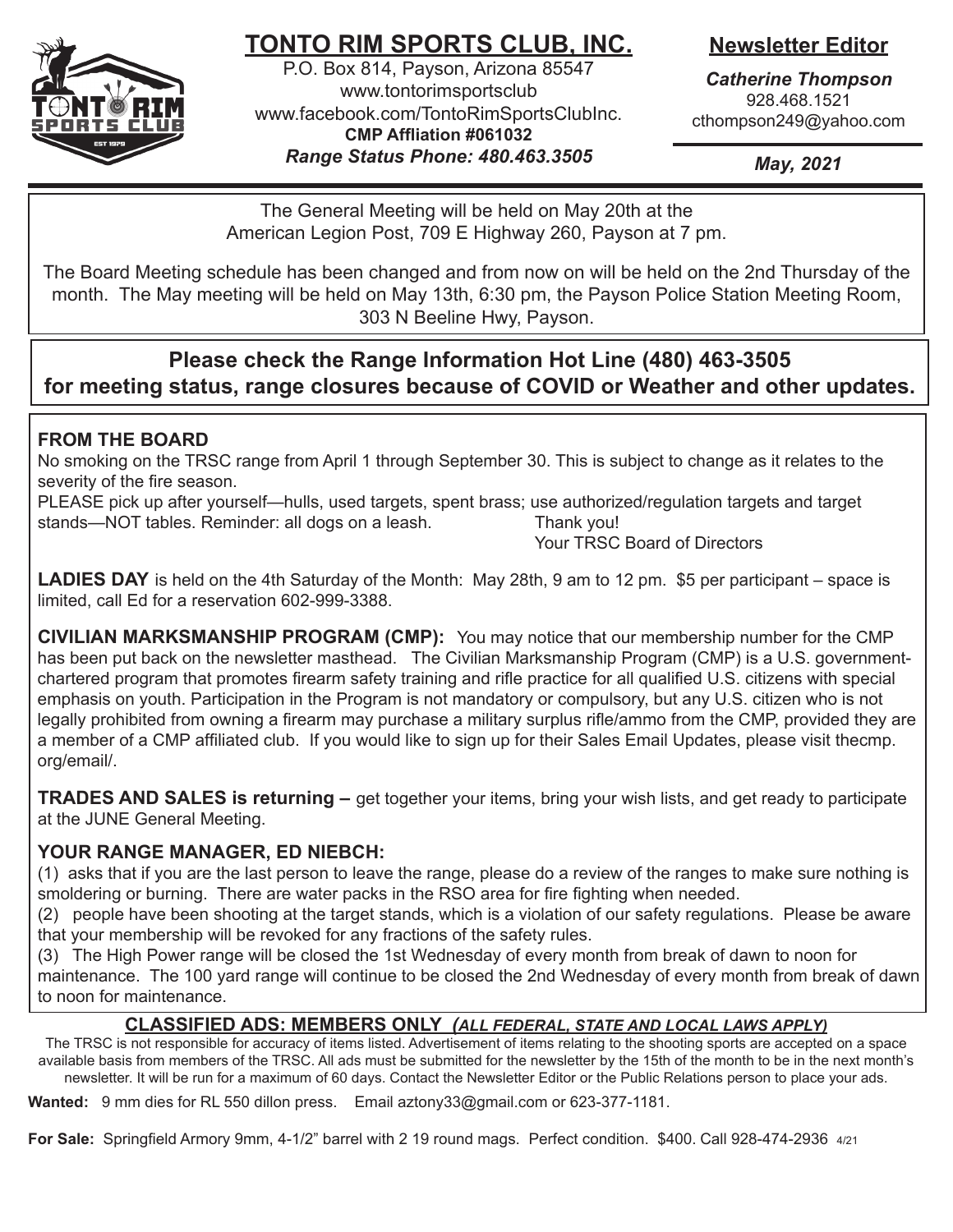# TONTO RIM SPORTS CLUB, INC.

P.O. Box 814, Payson, Arizona 85547
www.tontorimsportsclub
www.facebook.com/TontoRimSportsClubInc.
**CMP Affliation #061032**
***Range Status Phone: 480.463.3505***

## Newsletter Editor

***Catherine Thompson***
928.468.1521
cthompson249@yahoo.com

***May, 2021***

The General Meeting will be held on May 20th at the American Legion Post, 709 E Highway 260, Payson at 7 pm.

The Board Meeting schedule has been changed and from now on will be held on the 2nd Thursday of the month. The May meeting will be held on May 13th, 6:30 pm, the Payson Police Station Meeting Room, 303 N Beeline Hwy, Payson.

## Please check the Range Information Hot Line (480) 463-3505 for meeting status, range closures because of COVID or Weather and other updates.

### FROM THE BOARD

No smoking on the TRSC range from April 1 through September 30. This is subject to change as it relates to the severity of the fire season.

PLEASE pick up after yourself—hulls, used targets, spent brass; use authorized/regulation targets and target stands—NOT tables. Reminder: all dogs on a leash.

Thank you!
Your TRSC Board of Directors

**LADIES DAY** is held on the 4th Saturday of the Month: May 28th, 9 am to 12 pm. $5 per participant – space is limited, call Ed for a reservation 602-999-3388.

**CIVILIAN MARKSMANSHIP PROGRAM (CMP):** You may notice that our membership number for the CMP has been put back on the newsletter masthead. The Civilian Marksmanship Program (CMP) is a U.S. government-chartered program that promotes firearm safety training and rifle practice for all qualified U.S. citizens with special emphasis on youth. Participation in the Program is not mandatory or compulsory, but any U.S. citizen who is not legally prohibited from owning a firearm may purchase a military surplus rifle/ammo from the CMP, provided they are a member of a CMP affiliated club. If you would like to sign up for their Sales Email Updates, please visit thecmp.org/email/.

**TRADES AND SALES is returning –** get together your items, bring your wish lists, and get ready to participate at the JUNE General Meeting.

### YOUR RANGE MANAGER, ED NIEBCH:

(1) asks that if you are the last person to leave the range, please do a review of the ranges to make sure nothing is smoldering or burning. There are water packs in the RSO area for fire fighting when needed.

(2) people have been shooting at the target stands, which is a violation of our safety regulations. Please be aware that your membership will be revoked for any fractions of the safety rules.

(3) The High Power range will be closed the 1st Wednesday of every month from break of dawn to noon for maintenance. The 100 yard range will continue to be closed the 2nd Wednesday of every month from break of dawn to noon for maintenance.

### CLASSIFIED ADS: MEMBERS ONLY *(ALL FEDERAL, STATE AND LOCAL LAWS APPLY)*

The TRSC is not responsible for accuracy of items listed. Advertisement of items relating to the shooting sports are accepted on a space available basis from members of the TRSC. All ads must be submitted for the newsletter by the 15th of the month to be in the next month's newsletter. It will be run for a maximum of 60 days. Contact the Newsletter Editor or the Public Relations person to place your ads.

**Wanted:** 9 mm dies for RL 550 dillon press. Email aztony33@gmail.com or 623-377-1181.

**For Sale:** Springfield Armory 9mm, 4-1/2" barrel with 2 19 round mags. Perfect condition. $400. Call 928-474-2936 4/21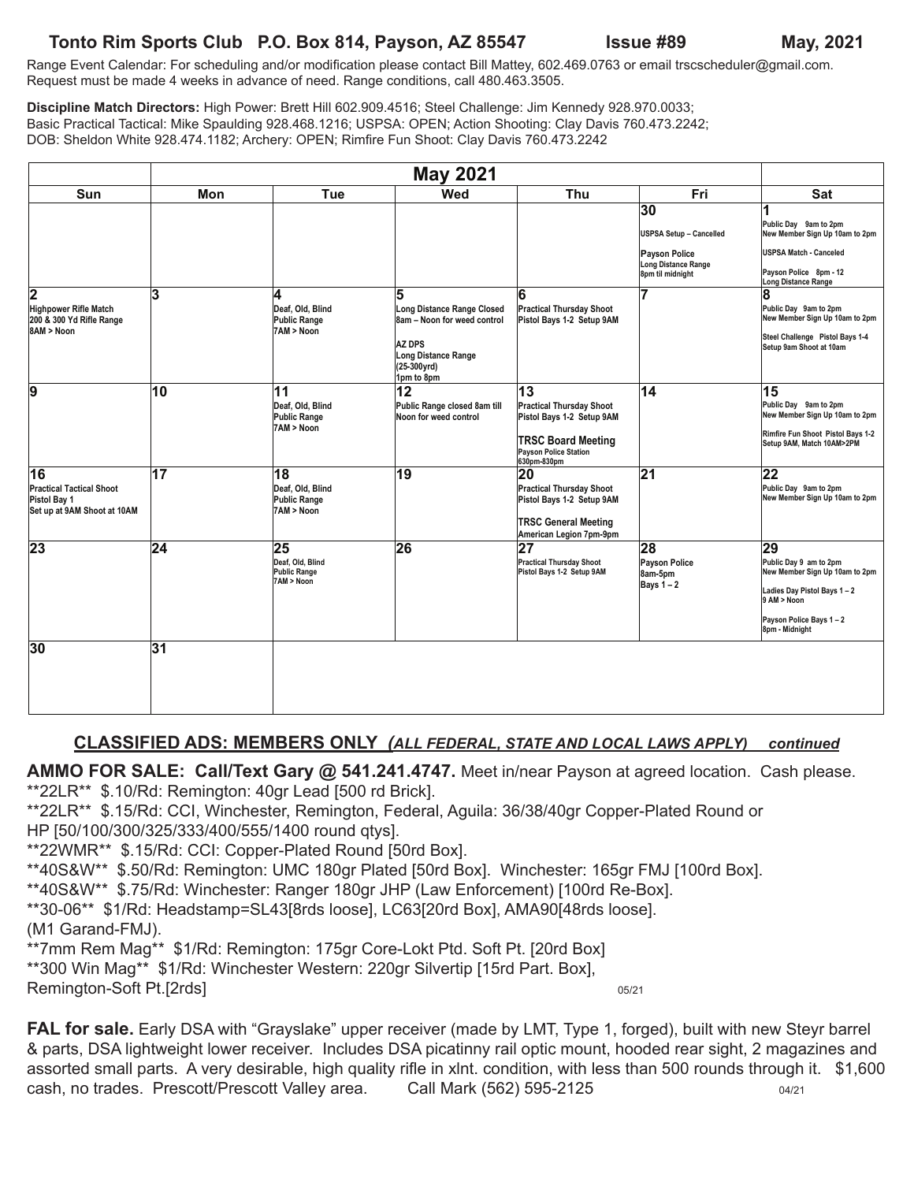**Tonto Rim Sports Club P.O. Box 814, Payson, AZ 85547 Issue #89 May, 2021**

Range Event Calendar: For scheduling and/or modification please contact Bill Mattey, 602.469.0763 or email trscscheduler@gmail.com. Request must be made 4 weeks in advance of need. Range conditions, call 480.463.3505.

**Discipline Match Directors:** High Power: Brett Hill 602.909.4516; Steel Challenge: Jim Kennedy 928.970.0033; Basic Practical Tactical: Mike Spaulding 928.468.1216; USPSA: OPEN; Action Shooting: Clay Davis 760.473.2242; DOB: Sheldon White 928.474.1182; Archery: OPEN; Rimfire Fun Shoot: Clay Davis 760.473.2242

| May 2021 | | | | | | |
|---|---|---|---|---|---|---|
| **Sun** | **Mon** | **Tue** | **Wed** | **Thu** | **Fri** | **Sat** |
| | | | | | **30** USPSA Setup – Cancelled; Payson Police Long Distance Range 8pm til midnight | **1** Public Day 9am to 2pm; New Member Sign Up 10am to 2pm; USPSA Match - Canceled; Payson Police 8pm - 12 Long Distance Range |
| **2** Highpower Rifle Match 200 & 300 Yd Rifle Range 8AM > Noon | **3** | **4** Deaf, Old, Blind Public Range 7AM > Noon | **5** Long Distance Range Closed 8am – Noon for weed control; AZ DPS Long Distance Range (25-300yrd) 1pm to 8pm | **6** Practical Thursday Shoot Pistol Bays 1-2 Setup 9AM | **7** | **8** Public Day 9am to 2pm; New Member Sign Up 10am to 2pm; Steel Challenge Pistol Bays 1-4 Setup 9am Shoot at 10am |
| **9** | **10** | **11** Deaf, Old, Blind Public Range 7AM > Noon | **12** Public Range closed 8am till Noon for weed control | **13** Practical Thursday Shoot Pistol Bays 1-2 Setup 9AM; TRSC Board Meeting Payson Police Station 630pm-830pm | **14** | **15** Public Day 9am to 2pm; New Member Sign Up 10am to 2pm; Rimfire Fun Shoot Pistol Bays 1-2 Setup 9AM, Match 10AM>2PM |
| **16** Practical Tactical Shoot Pistol Bay 1 Set up at 9AM Shoot at 10AM | **17** | **18** Deaf, Old, Blind Public Range 7AM > Noon | **19** | **20** Practical Thursday Shoot Pistol Bays 1-2 Setup 9AM; TRSC General Meeting American Legion 7pm-9pm | **21** | **22** Public Day 9am to 2pm; New Member Sign Up 10am to 2pm |
| **23** | **24** | **25** Deaf, Old, Blind Public Range 7AM > Noon | **26** | **27** Practical Thursday Shoot Pistol Bays 1-2 Setup 9AM | **28** Payson Police 8am-5pm Bays 1 – 2 | **29** Public Day 9 am to 2pm; New Member Sign Up 10am to 2pm; Ladies Day Pistol Bays 1 – 2 9 AM > Noon; Payson Police Bays 1 – 2 8pm - Midnight |
| **30** | **31** | | | | | |

## CLASSIFIED ADS: MEMBERS ONLY *(ALL FEDERAL, STATE AND LOCAL LAWS APPLY)* *continued*

**AMMO FOR SALE: Call/Text Gary @ 541.241.4747.** Meet in/near Payson at agreed location. Cash please.
**22LR** $.10/Rd: Remington: 40gr Lead [500 rd Brick].
**22LR** $.15/Rd: CCI, Winchester, Remington, Federal, Aguila: 36/38/40gr Copper-Plated Round or HP [50/100/300/325/333/400/555/1400 round qtys].
**22WMR** $.15/Rd: CCI: Copper-Plated Round [50rd Box].
**40S&W** $.50/Rd: Remington: UMC 180gr Plated [50rd Box]. Winchester: 165gr FMJ [100rd Box].
**40S&W** $.75/Rd: Winchester: Ranger 180gr JHP (Law Enforcement) [100rd Re-Box].
**30-06** $1/Rd: Headstamp=SL43[8rds loose], LC63[20rd Box], AMA90[48rds loose]. (M1 Garand-FMJ).
**7mm Rem Mag** $1/Rd: Remington: 175gr Core-Lokt Ptd. Soft Pt. [20rd Box]
**300 Win Mag** $1/Rd: Winchester Western: 220gr Silvertip [15rd Part. Box], Remington-Soft Pt.[2rds] 05/21

**FAL for sale.** Early DSA with "Grayslake" upper receiver (made by LMT, Type 1, forged), built with new Steyr barrel & parts, DSA lightweight lower receiver. Includes DSA picatinny rail optic mount, hooded rear sight, 2 magazines and assorted small parts. A very desirable, high quality rifle in xlnt. condition, with less than 500 rounds through it. $1,600 cash, no trades. Prescott/Prescott Valley area. Call Mark (562) 595-2125 04/21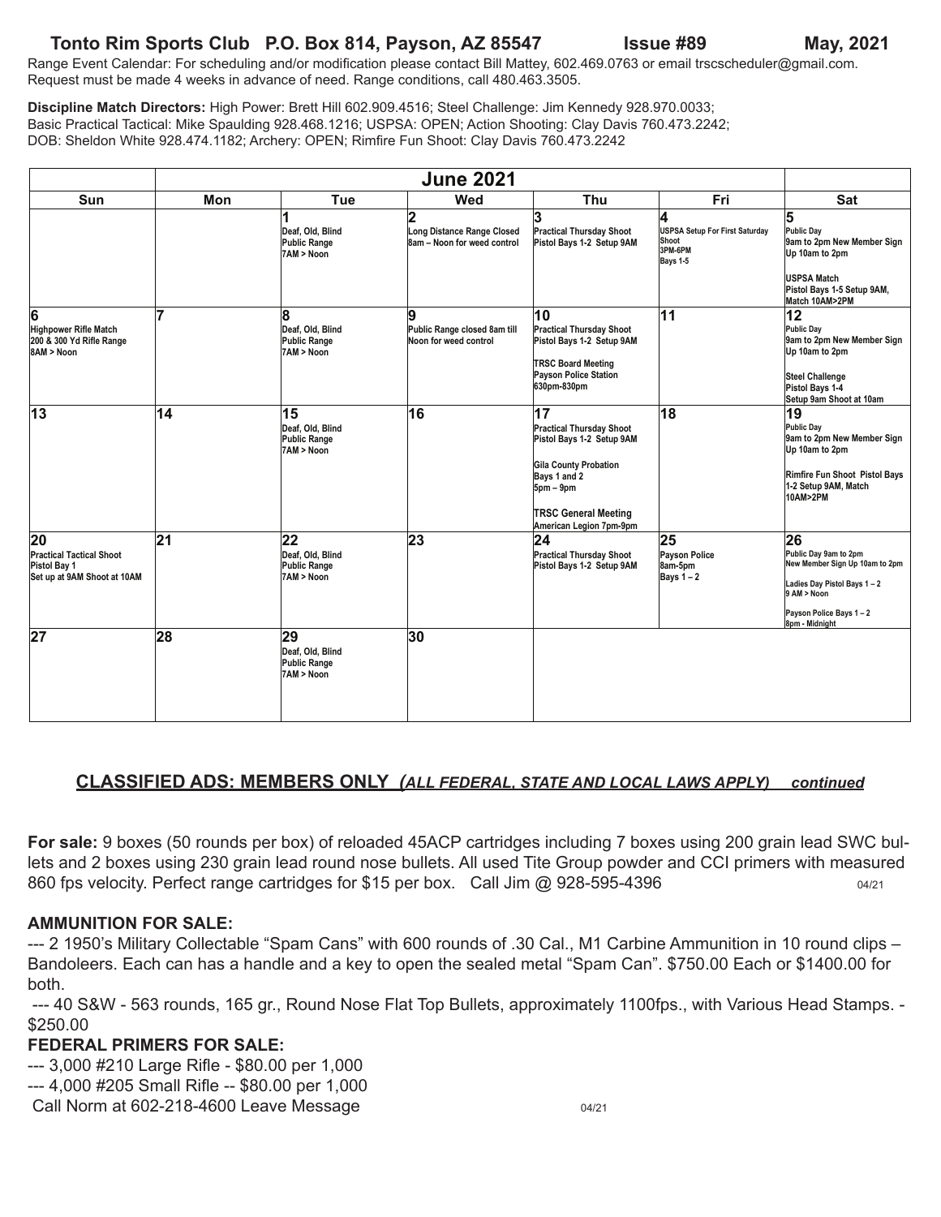**Tonto Rim Sports Club P.O. Box 814, Payson, AZ 85547 Issue #89 May, 2021**

Range Event Calendar: For scheduling and/or modification please contact Bill Mattey, 602.469.0763 or email trscscheduler@gmail.com. Request must be made 4 weeks in advance of need. Range conditions, call 480.463.3505.

**Discipline Match Directors:** High Power: Brett Hill 602.909.4516; Steel Challenge: Jim Kennedy 928.970.0033; Basic Practical Tactical: Mike Spaulding 928.468.1216; USPSA: OPEN; Action Shooting: Clay Davis 760.473.2242; DOB: Sheldon White 928.474.1182; Archery: OPEN; Rimfire Fun Shoot: Clay Davis 760.473.2242

| | | | June 2021 | | | |
|---|---|---|---|---|---|---|
| **Sun** | **Mon** | **Tue** | **Wed** | **Thu** | **Fri** | **Sat** |
| | | **1** Deaf, Old, Blind Public Range 7AM > Noon | **2** Long Distance Range Closed 8am – Noon for weed control | **3** Practical Thursday Shoot Pistol Bays 1-2 Setup 9AM | **4** USPSA Setup For First Saturday Shoot 3PM-6PM Bays 1-5 | **5** Public Day 9am to 2pm New Member Sign Up 10am to 2pm; USPSA Match Pistol Bays 1-5 Setup 9AM, Match 10AM>2PM |
| **6** Highpower Rifle Match 200 & 300 Yd Rifle Range 8AM > Noon | **7** | **8** Deaf, Old, Blind Public Range 7AM > Noon | **9** Public Range closed 8am till Noon for weed control | **10** Practical Thursday Shoot Pistol Bays 1-2 Setup 9AM; TRSC Board Meeting Payson Police Station 630pm-830pm | **11** | **12** Public Day 9am to 2pm New Member Sign Up 10am to 2pm; Steel Challenge Pistol Bays 1-4 Setup 9am Shoot at 10am |
| **13** | **14** | **15** Deaf, Old, Blind Public Range 7AM > Noon | **16** | **17** Practical Thursday Shoot Pistol Bays 1-2 Setup 9AM; Gila County Probation Bays 1 and 2 5pm – 9pm; TRSC General Meeting American Legion 7pm-9pm | **18** | **19** Public Day 9am to 2pm New Member Sign Up 10am to 2pm; Rimfire Fun Shoot Pistol Bays 1-2 Setup 9AM, Match 10AM>2PM |
| **20** Practical Tactical Shoot Pistol Bay 1 Set up at 9AM Shoot at 10AM | **21** | **22** Deaf, Old, Blind Public Range 7AM > Noon | **23** | **24** Practical Thursday Shoot Pistol Bays 1-2 Setup 9AM | **25** Payson Police 8am-5pm Bays 1 – 2 | **26** Public Day 9am to 2pm New Member Sign Up 10am to 2pm; Ladies Day Pistol Bays 1 – 2 9 AM > Noon; Payson Police Bays 1 – 2 8pm - Midnight |
| **27** | **28** | **29** Deaf, Old, Blind Public Range 7AM > Noon | **30** | | | |

## CLASSIFIED ADS: MEMBERS ONLY *(ALL FEDERAL, STATE AND LOCAL LAWS APPLY) continued*

**For sale:** 9 boxes (50 rounds per box) of reloaded 45ACP cartridges including 7 boxes using 200 grain lead SWC bullets and 2 boxes using 230 grain lead round nose bullets. All used Tite Group powder and CCI primers with measured 860 fps velocity. Perfect range cartridges for $15 per box. Call Jim @ 928-595-4396 04/21

**AMMUNITION FOR SALE:**

--- 2 1950's Military Collectable "Spam Cans" with 600 rounds of .30 Cal., M1 Carbine Ammunition in 10 round clips – Bandoleers. Each can has a handle and a key to open the sealed metal "Spam Can". $750.00 Each or $1400.00 for both.

--- 40 S&W - 563 rounds, 165 gr., Round Nose Flat Top Bullets, approximately 1100fps., with Various Head Stamps. - $250.00

**FEDERAL PRIMERS FOR SALE:**

--- 3,000 #210 Large Rifle - $80.00 per 1,000

--- 4,000 #205 Small Rifle -- $80.00 per 1,000

Call Norm at 602-218-4600 Leave Message 04/21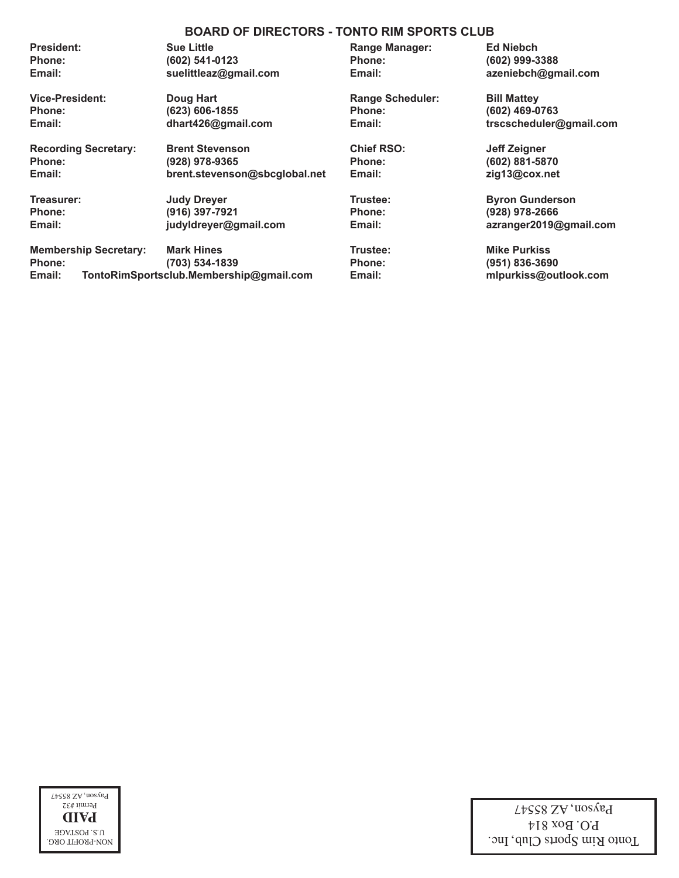## BOARD OF DIRECTORS - TONTO RIM SPORTS CLUB

**President:** Sue Little
**Phone:** (602) 541-0123
**Email:** suelittleaz@gmail.com

**Vice-President:** Doug Hart
**Phone:** (623) 606-1855
**Email:** dhart426@gmail.com

**Recording Secretary:** Brent Stevenson
**Phone:** (928) 978-9365
**Email:** brent.stevenson@sbcglobal.net

**Treasurer:** Judy Dreyer
**Phone:** (916) 397-7921
**Email:** judyldreyer@gmail.com

**Membership Secretary:** Mark Hines
**Phone:** (703) 534-1839
**Email:** TontoRimSportsclub.Membership@gmail.com

**Range Manager:** Ed Niebch
**Phone:** (602) 999-3388
**Email:** azeniebch@gmail.com

**Range Scheduler:** Bill Mattey
**Phone:** (602) 469-0763
**Email:** trscscheduler@gmail.com

**Chief RSO:** Jeff Zeigner
**Phone:** (602) 881-5870
**Email:** zig13@cox.net

**Trustee:** Byron Gunderson
**Phone:** (928) 978-2666
**Email:** azranger2019@gmail.com

**Trustee:** Mike Purkiss
**Phone:** (951) 836-3690
**Email:** mlpurkiss@outlook.com

NON-PROFIT ORG.
U.S. POSTAGE
**PAID**
Permit #32
Payson, AZ 85547

Tonto Rim Sports Club, Inc.
P.O. Box 814
Payson, AZ 85547